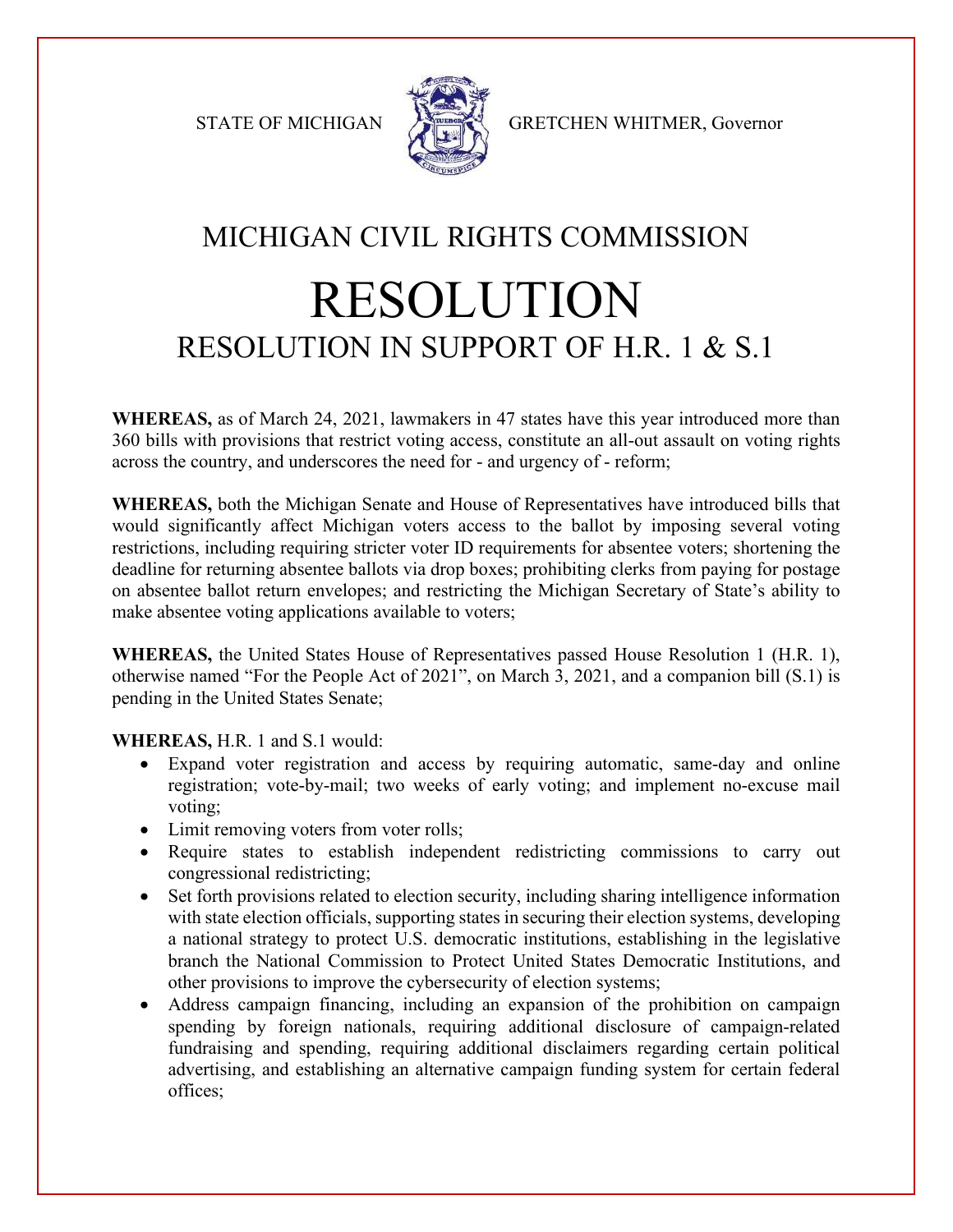STATE OF MICHIGAN GRETCHEN WHITMER, Governor

# MICHIGAN CIVIL RIGHTS COMMISSION

# RESOLUTION

## RESOLUTION IN SUPPORT OF H.R. 1 & S.1

**WHEREAS,** as of March 24, 2021, lawmakers in 47 states have this year introduced more than 360 bills with provisions that restrict voting access, constitute an all-out assault on voting rights across the country, and underscores the need for - and urgency of - reform;

**WHEREAS,** both the Michigan Senate and House of Representatives have introduced bills that would significantly affect Michigan voters access to the ballot by imposing several voting restrictions, including requiring stricter voter ID requirements for absentee voters; shortening the deadline for returning absentee ballots via drop boxes; prohibiting clerks from paying for postage on absentee ballot return envelopes; and restricting the Michigan Secretary of State's ability to make absentee voting applications available to voters;

**WHEREAS,** the United States House of Representatives passed House Resolution 1 (H.R. 1), otherwise named "For the People Act of 2021", on March 3, 2021, and a companion bill (S.1) is pending in the United States Senate;

**WHEREAS,** H.R. 1 and S.1 would:

- Expand voter registration and access by requiring automatic, same-day and online registration; vote-by-mail; two weeks of early voting; and implement no-excuse mail voting;
- Limit removing voters from voter rolls;
- Require states to establish independent redistricting commissions to carry out congressional redistricting;
- Set forth provisions related to election security, including sharing intelligence information with state election officials, supporting states in securing their election systems, developing a national strategy to protect U.S. democratic institutions, establishing in the legislative branch the National Commission to Protect United States Democratic Institutions, and other provisions to improve the cybersecurity of election systems;
- Address campaign financing, including an expansion of the prohibition on campaign spending by foreign nationals, requiring additional disclosure of campaign-related fundraising and spending, requiring additional disclaimers regarding certain political advertising, and establishing an alternative campaign funding system for certain federal offices;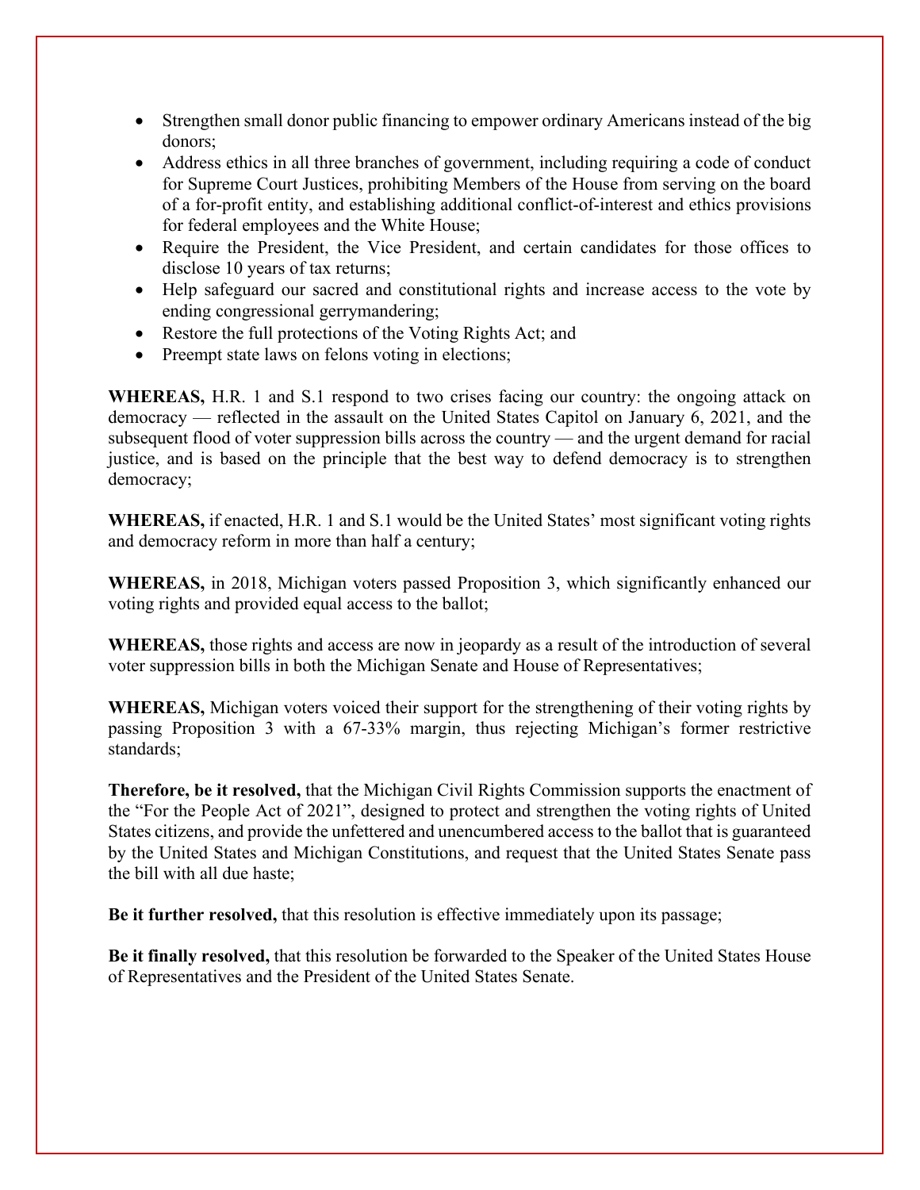- Strengthen small donor public financing to empower ordinary Americans instead of the big donors;
- Address ethics in all three branches of government, including requiring a code of conduct for Supreme Court Justices, prohibiting Members of the House from serving on the board of a for-profit entity, and establishing additional conflict-of-interest and ethics provisions for federal employees and the White House;
- Require the President, the Vice President, and certain candidates for those offices to disclose 10 years of tax returns;
- Help safeguard our sacred and constitutional rights and increase access to the vote by ending congressional gerrymandering;
- Restore the full protections of the Voting Rights Act; and
- Preempt state laws on felons voting in elections;

**WHEREAS,** H.R. 1 and S.1 respond to two crises facing our country: the ongoing attack on democracy — reflected in the assault on the United States Capitol on January 6, 2021, and the subsequent flood of voter suppression bills across the country — and the urgent demand for racial justice, and is based on the principle that the best way to defend democracy is to strengthen democracy;

**WHEREAS,** if enacted, H.R. 1 and S.1 would be the United States' most significant voting rights and democracy reform in more than half a century;

**WHEREAS,** in 2018, Michigan voters passed Proposition 3, which significantly enhanced our voting rights and provided equal access to the ballot;

**WHEREAS,** those rights and access are now in jeopardy as a result of the introduction of several voter suppression bills in both the Michigan Senate and House of Representatives;

**WHEREAS,** Michigan voters voiced their support for the strengthening of their voting rights by passing Proposition 3 with a 67-33% margin, thus rejecting Michigan's former restrictive standards;

**Therefore, be it resolved,** that the Michigan Civil Rights Commission supports the enactment of the "For the People Act of 2021", designed to protect and strengthen the voting rights of United States citizens, and provide the unfettered and unencumbered access to the ballot that is guaranteed by the United States and Michigan Constitutions, and request that the United States Senate pass the bill with all due haste;

**Be it further resolved,** that this resolution is effective immediately upon its passage;

**Be it finally resolved,** that this resolution be forwarded to the Speaker of the United States House of Representatives and the President of the United States Senate.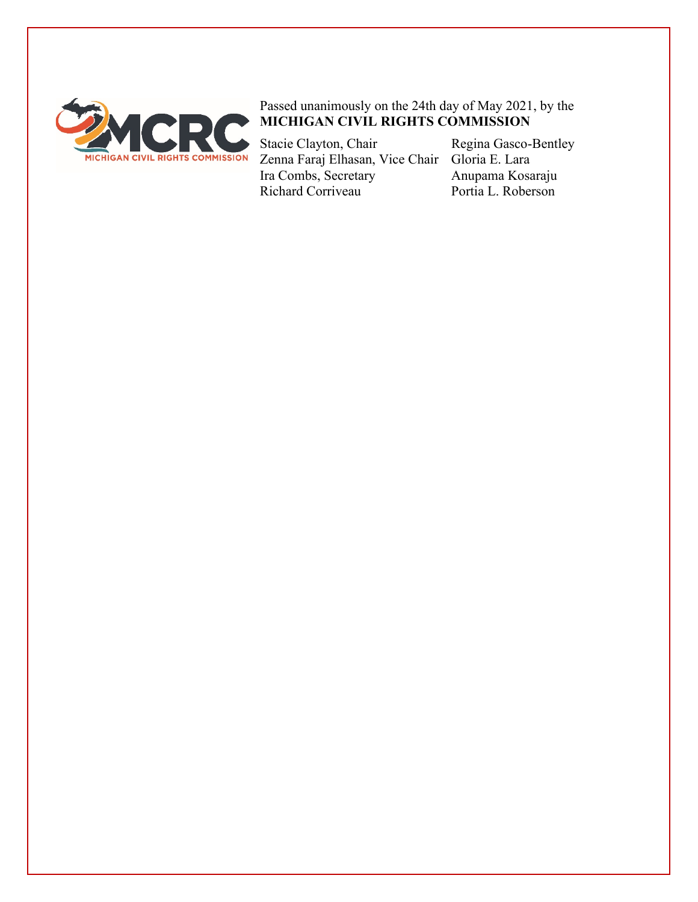MICHIGAN CIVIL RIGHTS COMMISSION

Passed unanimously on the 24th day of May 2021, by the
**MICHIGAN CIVIL RIGHTS COMMISSION**

Stacie Clayton, Chair
Zenna Faraj Elhasan, Vice Chair
Ira Combs, Secretary
Richard Corriveau
Regina Gasco-Bentley
Gloria E. Lara
Anupama Kosaraju
Portia L. Roberson